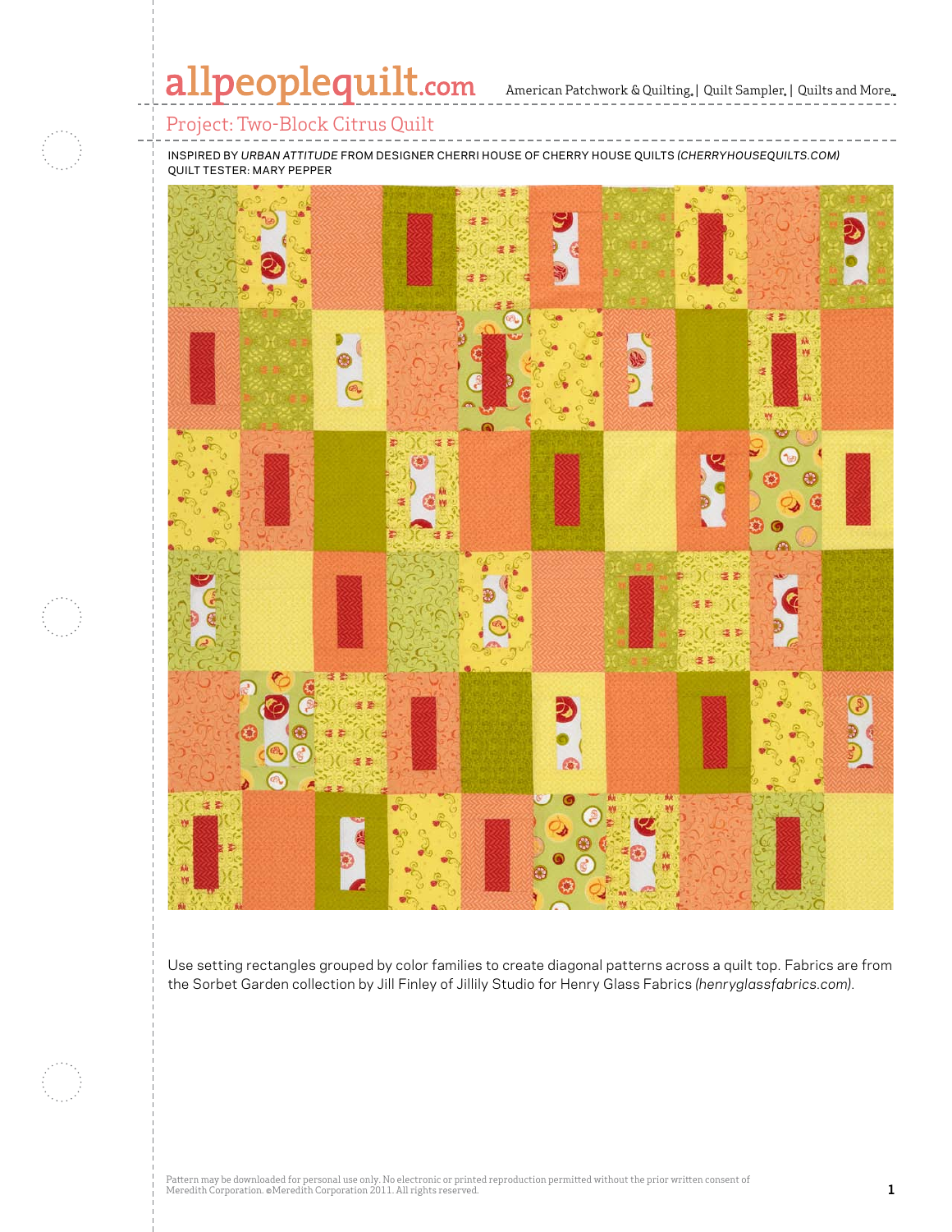# Project: Two-Block Citrus Quilt

INSPIRED BY *URBAN ATTITUDE* FROM DESIGNER CHERRI HOUSE OF CHERRY HOUSE QUILTS *(CHERRYHOUSEQUILTS.COM)*
QUILT TESTER: MARY PEPPER

Use setting rectangles grouped by color families to create diagonal patterns across a quilt top. Fabrics are from the Sorbet Garden collection by Jill Finley of Jillily Studio for Henry Glass Fabrics *(henryglassfabrics.com)*.

Pattern may be downloaded for personal use only. No electronic or printed reproduction permitted without the prior written consent of Meredith Corporation. ©Meredith Corporation 2011. All rights reserved.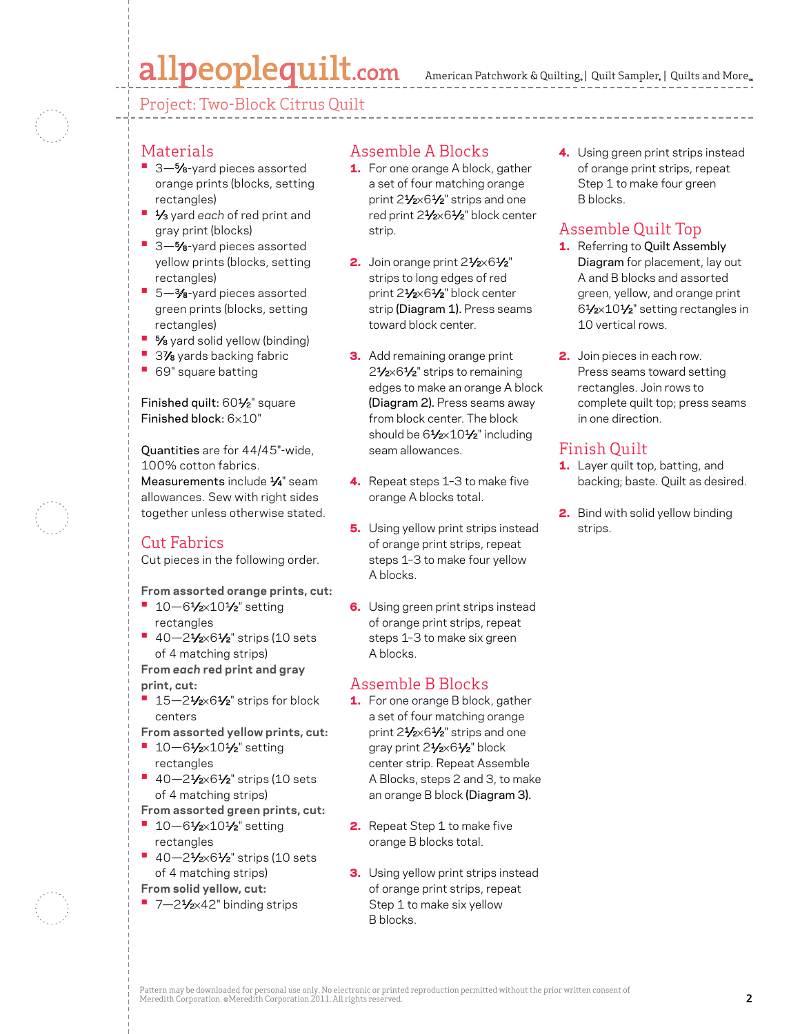Project: Two-Block Citrus Quilt

## Materials

- 3—⅝-yard pieces assorted orange prints (blocks, setting rectangles)
- ⅓ yard *each* of red print and gray print (blocks)
- 3—⅝-yard pieces assorted yellow prints (blocks, setting rectangles)
- 5—⅜-yard pieces assorted green prints (blocks, setting rectangles)
- ⅝ yard solid yellow (binding)
- 3⅞ yards backing fabric
- 69" square batting

**Finished quilt:** 60½" square
**Finished block:** 6×10"

**Quantities** are for 44/45"-wide, 100% cotton fabrics.
**Measurements** include ¼" seam allowances. Sew with right sides together unless otherwise stated.

## Cut Fabrics

Cut pieces in the following order.

**From assorted orange prints, cut:**
- 10—6½×10½" setting rectangles
- 40—2½×6½" strips (10 sets of 4 matching strips)

**From *each* red print and gray print, cut:**
- 15—2½×6½" strips for block centers

**From assorted yellow prints, cut:**
- 10—6½×10½" setting rectangles
- 40—2½×6½" strips (10 sets of 4 matching strips)

**From assorted green prints, cut:**
- 10—6½×10½" setting rectangles
- 40—2½×6½" strips (10 sets of 4 matching strips)

**From solid yellow, cut:**
- 7—2½×42" binding strips

## Assemble A Blocks

1. For one orange A block, gather a set of four matching orange print 2½×6½" strips and one red print 2½×6½" block center strip.
2. Join orange print 2½×6½" strips to long edges of red print 2½×6½" block center strip **(Diagram 1)**. Press seams toward block center.
3. Add remaining orange print 2½×6½" strips to remaining edges to make an orange A block **(Diagram 2)**. Press seams away from block center. The block should be 6½×10½" including seam allowances.
4. Repeat steps 1–3 to make five orange A blocks total.
5. Using yellow print strips instead of orange print strips, repeat steps 1–3 to make four yellow A blocks.
6. Using green print strips instead of orange print strips, repeat steps 1–3 to make six green A blocks.

## Assemble B Blocks

1. For one orange B block, gather a set of four matching orange print 2½×6½" strips and one gray print 2½×6½" block center strip. Repeat Assemble A Blocks, steps 2 and 3, to make an orange B block **(Diagram 3)**.
2. Repeat Step 1 to make five orange B blocks total.
3. Using yellow print strips instead of orange print strips, repeat Step 1 to make six yellow B blocks.
4. Using green print strips instead of orange print strips, repeat Step 1 to make four green B blocks.

## Assemble Quilt Top

1. Referring to **Quilt Assembly Diagram** for placement, lay out A and B blocks and assorted green, yellow, and orange print 6½×10½" setting rectangles in 10 vertical rows.
2. Join pieces in each row. Press seams toward setting rectangles. Join rows to complete quilt top; press seams in one direction.

## Finish Quilt

1. Layer quilt top, batting, and backing; baste. Quilt as desired.
2. Bind with solid yellow binding strips.

Pattern may be downloaded for personal use only. No electronic or printed reproduction permitted without the prior written consent of Meredith Corporation. ©Meredith Corporation 2011. All rights reserved.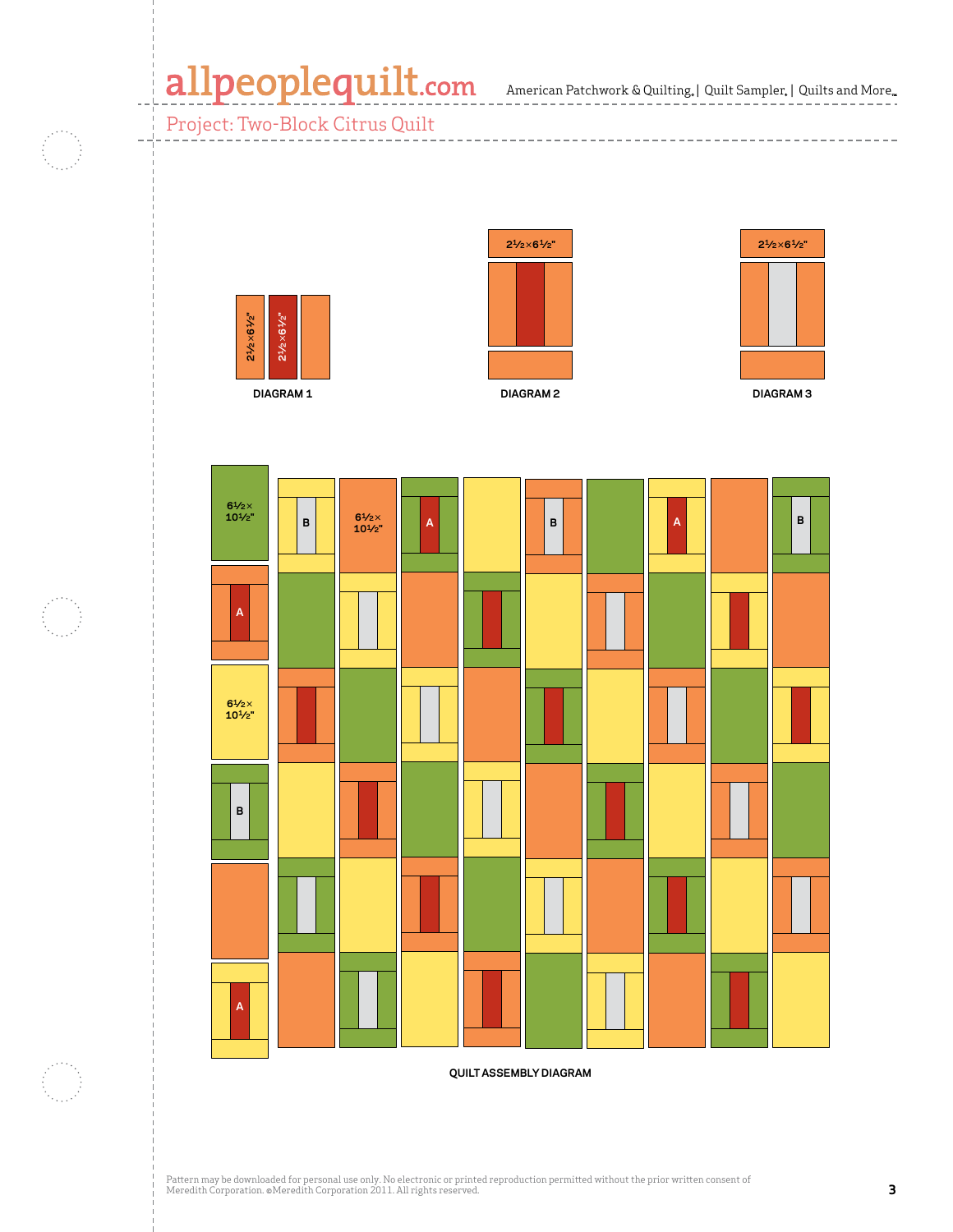## Project: Two-Block Citrus Quilt

2½×6½"
2½×6½"

DIAGRAM 1

2½×6½"

DIAGRAM 2

2½×6½"

DIAGRAM 3

6½× 10½"
B
6½× 10½"
A
B
A
B
A
6½× 10½"
B
A

QUILT ASSEMBLY DIAGRAM

Pattern may be downloaded for personal use only. No electronic or printed reproduction permitted without the prior written consent of Meredith Corporation. ©Meredith Corporation 2011. All rights reserved.